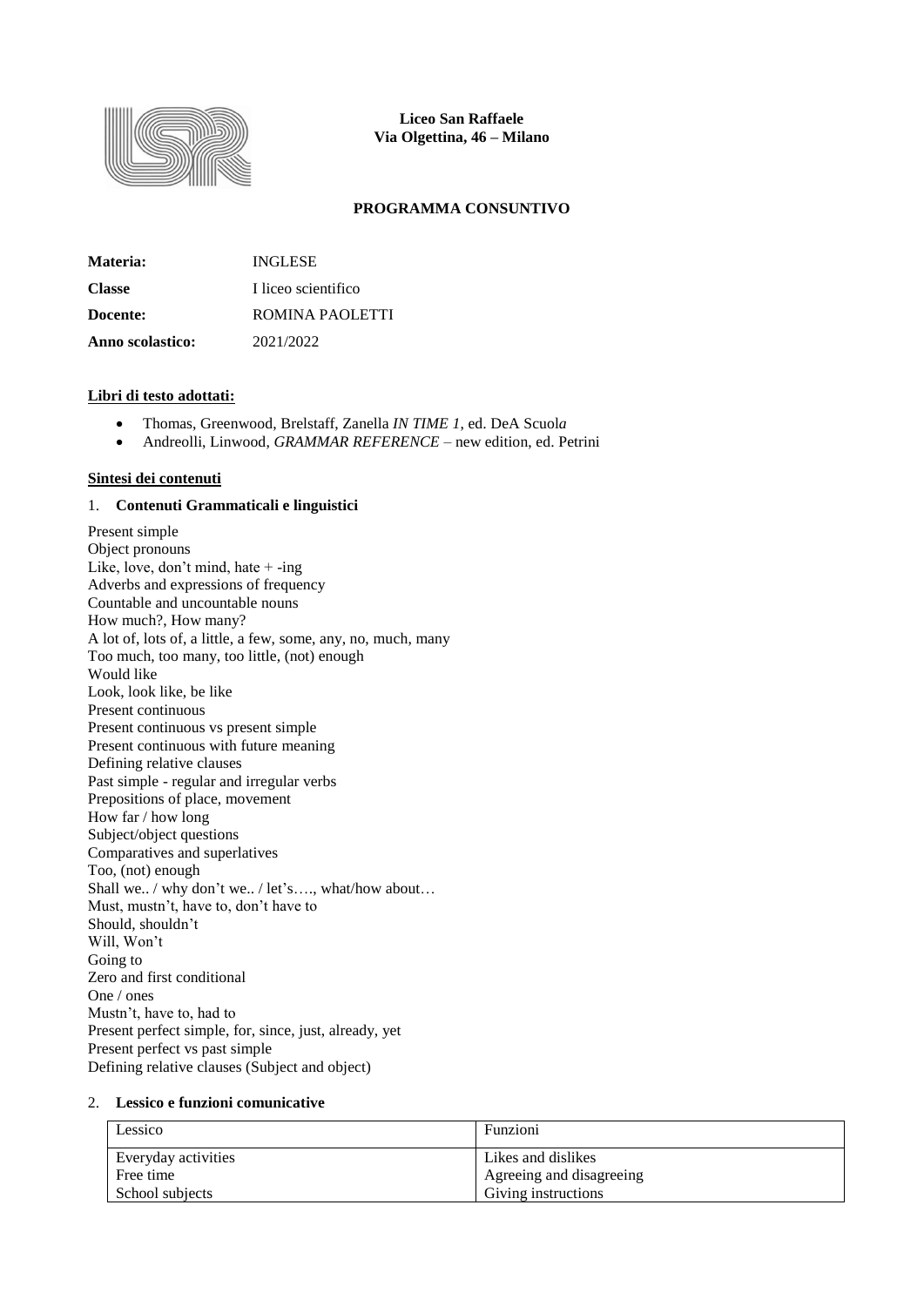**Liceo San Raffaele**
**Via Olgettina, 46 – Milano**

# PROGRAMMA CONSUNTIVO

| | |
|---|---|
| **Materia:** | INGLESE |
| **Classe** | I liceo scientifico |
| **Docente:** | ROMINA PAOLETTI |
| **Anno scolastico:** | 2021/2022 |

**Libri di testo adottati:**

- Thomas, Greenwood, Brelstaff, Zanella *IN TIME 1*, ed. DeA Scuol*a*
- Andreolli, Linwood, *GRAMMAR REFERENCE* – new edition, ed. Petrini

**Sintesi dei contenuti**

1. **Contenuti Grammaticali e linguistici**

Present simple
Object pronouns
Like, love, don't mind, hate + -ing
Adverbs and expressions of frequency
Countable and uncountable nouns
How much?, How many?
A lot of, lots of, a little, a few, some, any, no, much, many
Too much, too many, too little, (not) enough
Would like
Look, look like, be like
Present continuous
Present continuous vs present simple
Present continuous with future meaning
Defining relative clauses
Past simple - regular and irregular verbs
Prepositions of place, movement
How far / how long
Subject/object questions
Comparatives and superlatives
Too, (not) enough
Shall we.. / why don't we.. / let's…., what/how about…
Must, mustn't, have to, don't have to
Should, shouldn't
Will, Won't
Going to
Zero and first conditional
One / ones
Mustn't, have to, had to
Present perfect simple, for, since, just, already, yet
Present perfect vs past simple
Defining relative clauses (Subject and object)

2. **Lessico e funzioni comunicative**

| Lessico | Funzioni |
|---|---|
| Everyday activities<br>Free time<br>School subjects | Likes and dislikes<br>Agreeing and disagreeing<br>Giving instructions |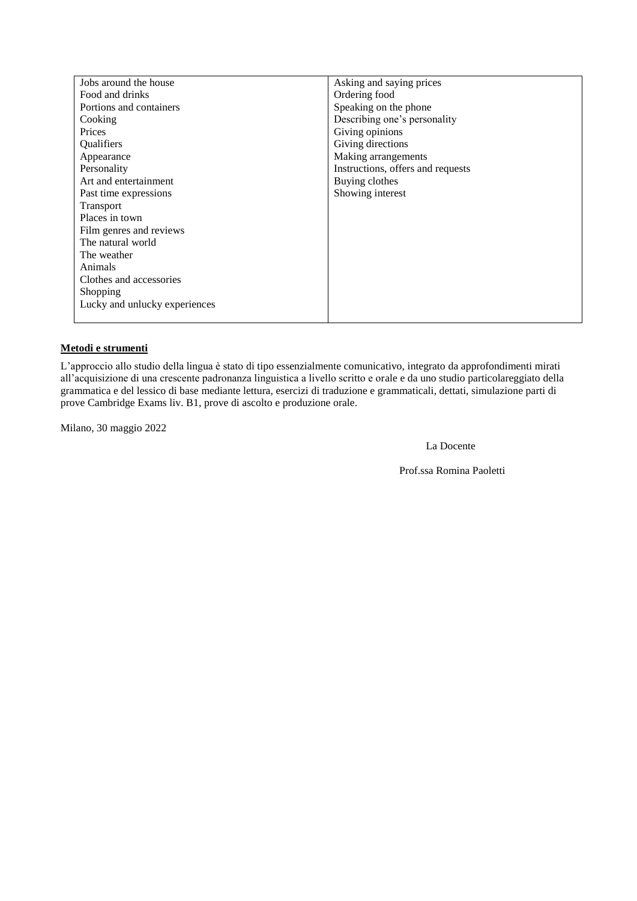| | |
|---|---|
| Jobs around the house<br>Food and drinks<br>Portions and containers<br>Cooking<br>Prices<br>Qualifiers<br>Appearance<br>Personality<br>Art and entertainment<br>Past time expressions<br>Transport<br>Places in town<br>Film genres and reviews<br>The natural world<br>The weather<br>Animals<br>Clothes and accessories<br>Shopping<br>Lucky and unlucky experiences | Asking and saying prices<br>Ordering food<br>Speaking on the phone<br>Describing one's personality<br>Giving opinions<br>Giving directions<br>Making arrangements<br>Instructions, offers and requests<br>Buying clothes<br>Showing interest |

**Metodi e strumenti**

L'approccio allo studio della lingua è stato di tipo essenzialmente comunicativo, integrato da approfondimenti mirati all'acquisizione di una crescente padronanza linguistica a livello scritto e orale e da uno studio particolareggiato della grammatica e del lessico di base mediante lettura, esercizi di traduzione e grammaticali, dettati, simulazione parti di prove Cambridge Exams liv. B1, prove di ascolto e produzione orale.

Milano, 30 maggio 2022

La Docente

Prof.ssa Romina Paoletti